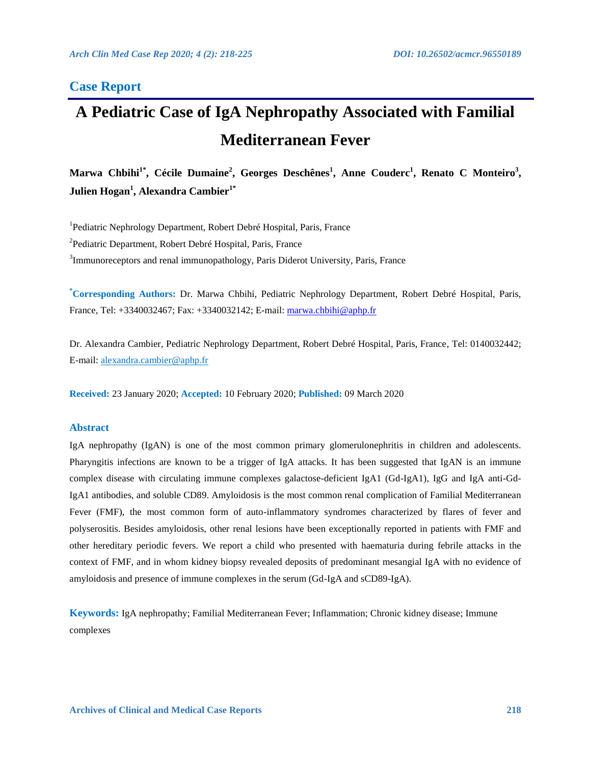## Case Report

# A Pediatric Case of IgA Nephropathy Associated with Familial Mediterranean Fever

**Marwa Chbihi[1*], Cécile Dumaine[2], Georges Deschênes[1], Anne Couderc[1], Renato C Monteiro[3], Julien Hogan[1], Alexandra Cambier[1*]**

[1]Pediatric Nephrology Department, Robert Debré Hospital, Paris, France

[2]Pediatric Department, Robert Debré Hospital, Paris, France

[3]Immunoreceptors and renal immunopathology, Paris Diderot University, Paris, France

**[*]Corresponding Authors:** Dr. Marwa Chbihi, Pediatric Nephrology Department, Robert Debré Hospital, Paris, France, Tel: +3340032467; Fax: +3340032142; E-mail: marwa.chbihi@aphp.fr

Dr. Alexandra Cambier, Pediatric Nephrology Department, Robert Debré Hospital, Paris, France, Tel: 0140032442; E-mail: alexandra.cambier@aphp.fr

**Received:** 23 January 2020; **Accepted:** 10 February 2020; **Published:** 09 March 2020

### Abstract

IgA nephropathy (IgAN) is one of the most common primary glomerulonephritis in children and adolescents. Pharyngitis infections are known to be a trigger of IgA attacks. It has been suggested that IgAN is an immune complex disease with circulating immune complexes galactose-deficient IgA1 (Gd-IgA1), IgG and IgA anti-Gd-IgA1 antibodies, and soluble CD89. Amyloidosis is the most common renal complication of Familial Mediterranean Fever (FMF), the most common form of auto-inflammatory syndromes characterized by flares of fever and polyserositis. Besides amyloidosis, other renal lesions have been exceptionally reported in patients with FMF and other hereditary periodic fevers. We report a child who presented with haematuria during febrile attacks in the context of FMF, and in whom kidney biopsy revealed deposits of predominant mesangial IgA with no evidence of amyloidosis and presence of immune complexes in the serum (Gd-IgA and sCD89-IgA).

**Keywords:** IgA nephropathy; Familial Mediterranean Fever; Inflammation; Chronic kidney disease; Immune complexes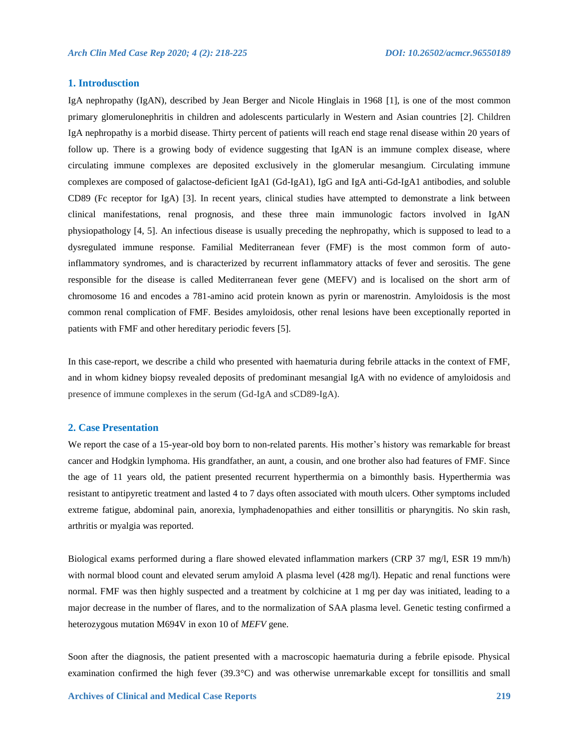## 1. Introdusction

IgA nephropathy (IgAN), described by Jean Berger and Nicole Hinglais in 1968 [1], is one of the most common primary glomerulonephritis in children and adolescents particularly in Western and Asian countries [2]. Children IgA nephropathy is a morbid disease. Thirty percent of patients will reach end stage renal disease within 20 years of follow up. There is a growing body of evidence suggesting that IgAN is an immune complex disease, where circulating immune complexes are deposited exclusively in the glomerular mesangium. Circulating immune complexes are composed of galactose-deficient IgA1 (Gd-IgA1), IgG and IgA anti-Gd-IgA1 antibodies, and soluble CD89 (Fc receptor for IgA) [3]. In recent years, clinical studies have attempted to demonstrate a link between clinical manifestations, renal prognosis, and these three main immunologic factors involved in IgAN physiopathology [4, 5]. An infectious disease is usually preceding the nephropathy, which is supposed to lead to a dysregulated immune response. Familial Mediterranean fever (FMF) is the most common form of auto-inflammatory syndromes, and is characterized by recurrent inflammatory attacks of fever and serositis. The gene responsible for the disease is called Mediterranean fever gene (MEFV) and is localised on the short arm of chromosome 16 and encodes a 781-amino acid protein known as pyrin or marenostrin. Amyloidosis is the most common renal complication of FMF. Besides amyloidosis, other renal lesions have been exceptionally reported in patients with FMF and other hereditary periodic fevers [5].

In this case-report, we describe a child who presented with haematuria during febrile attacks in the context of FMF, and in whom kidney biopsy revealed deposits of predominant mesangial IgA with no evidence of amyloidosis and presence of immune complexes in the serum (Gd-IgA and sCD89-IgA).

## 2. Case Presentation

We report the case of a 15-year-old boy born to non-related parents. His mother's history was remarkable for breast cancer and Hodgkin lymphoma. His grandfather, an aunt, a cousin, and one brother also had features of FMF. Since the age of 11 years old, the patient presented recurrent hyperthermia on a bimonthly basis. Hyperthermia was resistant to antipyretic treatment and lasted 4 to 7 days often associated with mouth ulcers. Other symptoms included extreme fatigue, abdominal pain, anorexia, lymphadenopathies and either tonsillitis or pharyngitis. No skin rash, arthritis or myalgia was reported.

Biological exams performed during a flare showed elevated inflammation markers (CRP 37 mg/l, ESR 19 mm/h) with normal blood count and elevated serum amyloid A plasma level (428 mg/l). Hepatic and renal functions were normal. FMF was then highly suspected and a treatment by colchicine at 1 mg per day was initiated, leading to a major decrease in the number of flares, and to the normalization of SAA plasma level. Genetic testing confirmed a heterozygous mutation M694V in exon 10 of *MEFV* gene.

Soon after the diagnosis, the patient presented with a macroscopic haematuria during a febrile episode. Physical examination confirmed the high fever (39.3°C) and was otherwise unremarkable except for tonsillitis and small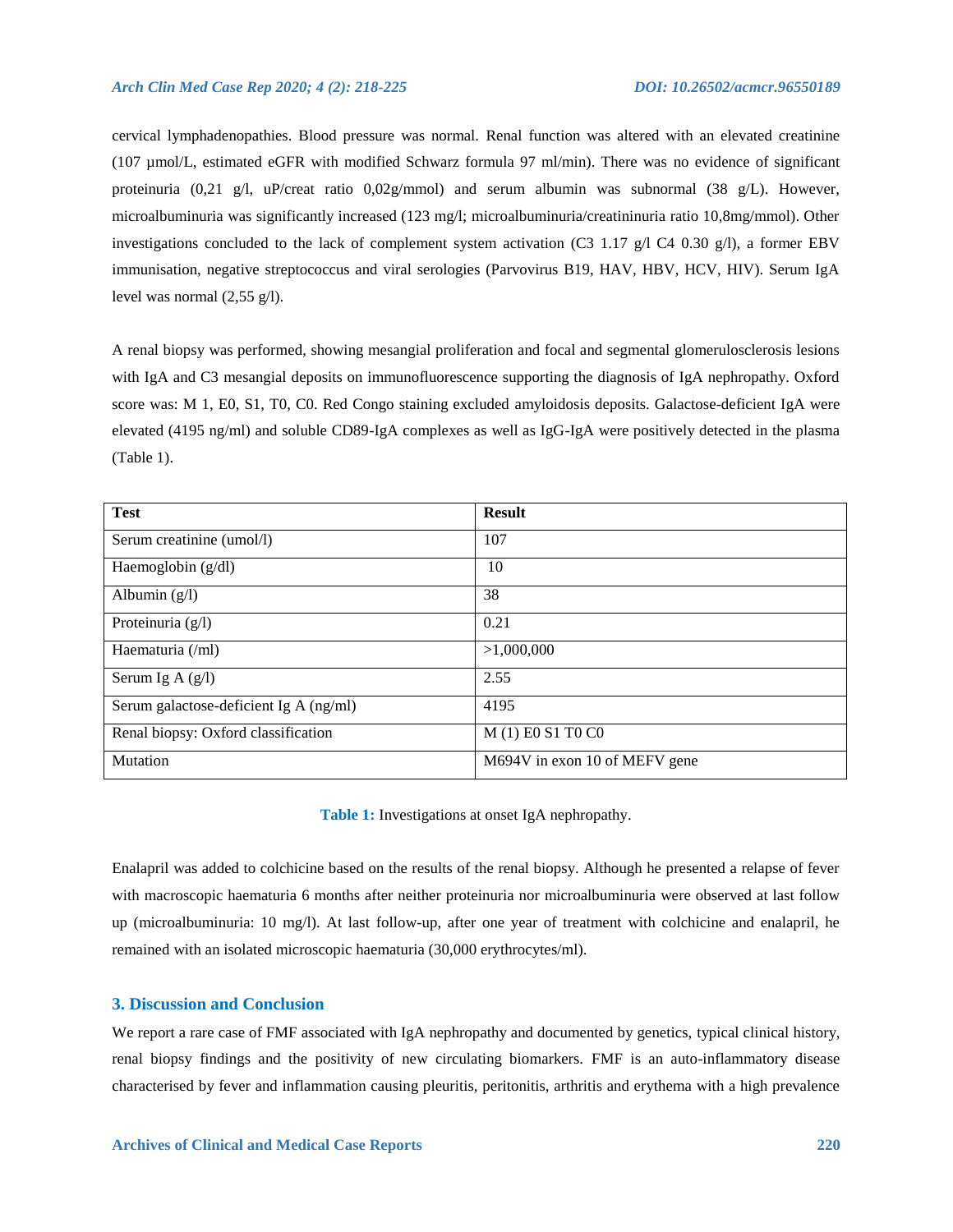cervical lymphadenopathies. Blood pressure was normal. Renal function was altered with an elevated creatinine (107 µmol/L, estimated eGFR with modified Schwarz formula 97 ml/min). There was no evidence of significant proteinuria (0,21 g/l, uP/creat ratio 0,02g/mmol) and serum albumin was subnormal (38 g/L). However, microalbuminuria was significantly increased (123 mg/l; microalbuminuria/creatininuria ratio 10,8mg/mmol). Other investigations concluded to the lack of complement system activation (C3 1.17 g/l C4 0.30 g/l), a former EBV immunisation, negative streptococcus and viral serologies (Parvovirus B19, HAV, HBV, HCV, HIV). Serum IgA level was normal (2,55 g/l).

A renal biopsy was performed, showing mesangial proliferation and focal and segmental glomerulosclerosis lesions with IgA and C3 mesangial deposits on immunofluorescence supporting the diagnosis of IgA nephropathy. Oxford score was: M 1, E0, S1, T0, C0. Red Congo staining excluded amyloidosis deposits. Galactose-deficient IgA were elevated (4195 ng/ml) and soluble CD89-IgA complexes as well as IgG-IgA were positively detected in the plasma (Table 1).

| Test | Result |
|---|---|
| Serum creatinine (umol/l) | 107 |
| Haemoglobin (g/dl) | 10 |
| Albumin (g/l) | 38 |
| Proteinuria (g/l) | 0.21 |
| Haematuria (/ml) | >1,000,000 |
| Serum Ig A (g/l) | 2.55 |
| Serum galactose-deficient Ig A (ng/ml) | 4195 |
| Renal biopsy: Oxford classification | M (1) E0 S1 T0 C0 |
| Mutation | M694V in exon 10 of MEFV gene |

**Table 1:** Investigations at onset IgA nephropathy.

Enalapril was added to colchicine based on the results of the renal biopsy. Although he presented a relapse of fever with macroscopic haematuria 6 months after neither proteinuria nor microalbuminuria were observed at last follow up (microalbuminuria: 10 mg/l). At last follow-up, after one year of treatment with colchicine and enalapril, he remained with an isolated microscopic haematuria (30,000 erythrocytes/ml).

## 3. Discussion and Conclusion

We report a rare case of FMF associated with IgA nephropathy and documented by genetics, typical clinical history, renal biopsy findings and the positivity of new circulating biomarkers. FMF is an auto-inflammatory disease characterised by fever and inflammation causing pleuritis, peritonitis, arthritis and erythema with a high prevalence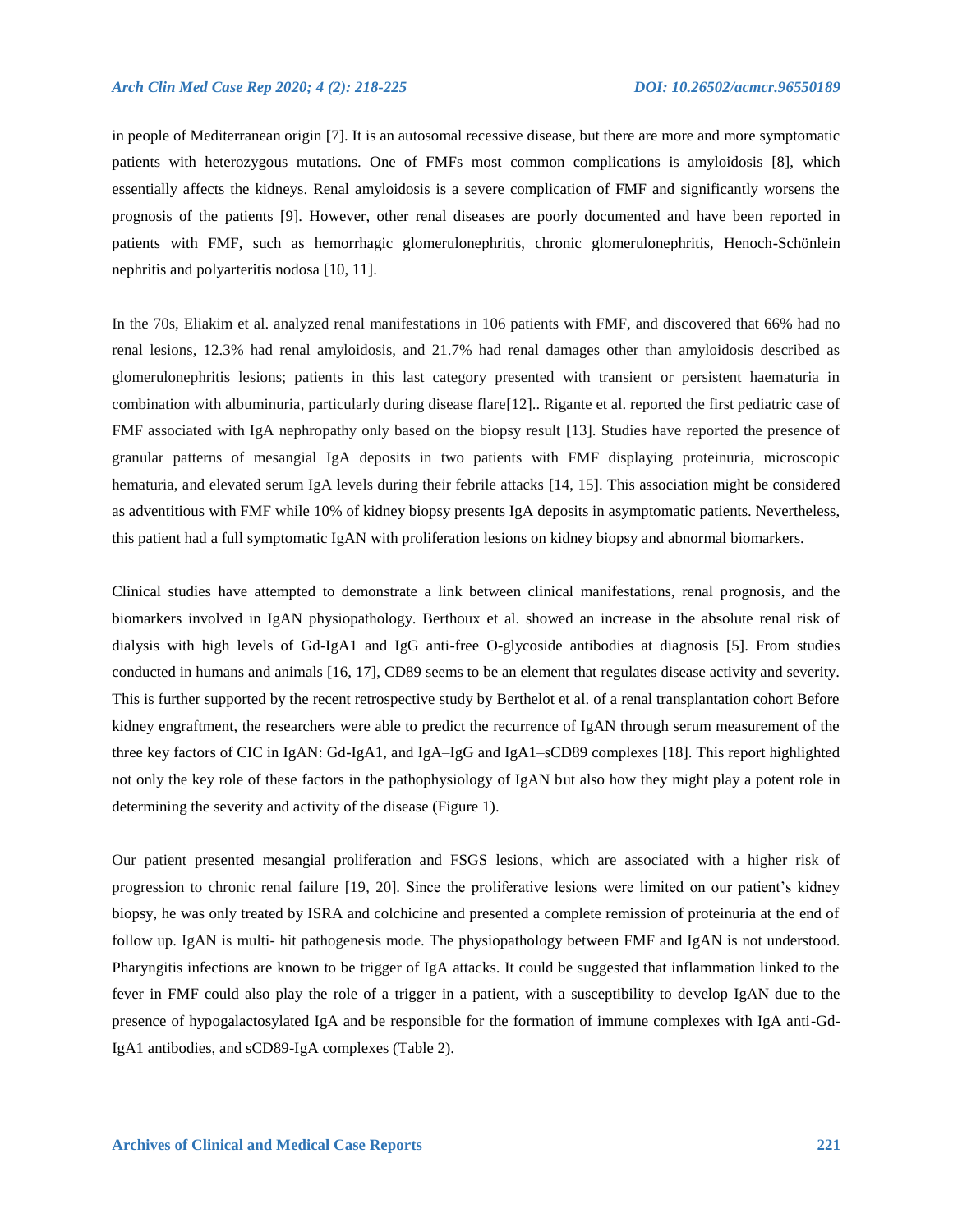in people of Mediterranean origin [7]. It is an autosomal recessive disease, but there are more and more symptomatic patients with heterozygous mutations. One of FMFs most common complications is amyloidosis [8], which essentially affects the kidneys. Renal amyloidosis is a severe complication of FMF and significantly worsens the prognosis of the patients [9]. However, other renal diseases are poorly documented and have been reported in patients with FMF, such as hemorrhagic glomerulonephritis, chronic glomerulonephritis, Henoch-Schönlein nephritis and polyarteritis nodosa [10, 11].

In the 70s, Eliakim et al. analyzed renal manifestations in 106 patients with FMF, and discovered that 66% had no renal lesions, 12.3% had renal amyloidosis, and 21.7% had renal damages other than amyloidosis described as glomerulonephritis lesions; patients in this last category presented with transient or persistent haematuria in combination with albuminuria, particularly during disease flare[12].. Rigante et al. reported the first pediatric case of FMF associated with IgA nephropathy only based on the biopsy result [13]. Studies have reported the presence of granular patterns of mesangial IgA deposits in two patients with FMF displaying proteinuria, microscopic hematuria, and elevated serum IgA levels during their febrile attacks [14, 15]. This association might be considered as adventitious with FMF while 10% of kidney biopsy presents IgA deposits in asymptomatic patients. Nevertheless, this patient had a full symptomatic IgAN with proliferation lesions on kidney biopsy and abnormal biomarkers.

Clinical studies have attempted to demonstrate a link between clinical manifestations, renal prognosis, and the biomarkers involved in IgAN physiopathology. Berthoux et al. showed an increase in the absolute renal risk of dialysis with high levels of Gd-IgA1 and IgG anti-free O-glycoside antibodies at diagnosis [5]. From studies conducted in humans and animals [16, 17], CD89 seems to be an element that regulates disease activity and severity. This is further supported by the recent retrospective study by Berthelot et al. of a renal transplantation cohort Before kidney engraftment, the researchers were able to predict the recurrence of IgAN through serum measurement of the three key factors of CIC in IgAN: Gd-IgA1, and IgA–IgG and IgA1–sCD89 complexes [18]. This report highlighted not only the key role of these factors in the pathophysiology of IgAN but also how they might play a potent role in determining the severity and activity of the disease (Figure 1).

Our patient presented mesangial proliferation and FSGS lesions, which are associated with a higher risk of progression to chronic renal failure [19, 20]. Since the proliferative lesions were limited on our patient's kidney biopsy, he was only treated by ISRA and colchicine and presented a complete remission of proteinuria at the end of follow up. IgAN is multi- hit pathogenesis mode. The physiopathology between FMF and IgAN is not understood. Pharyngitis infections are known to be trigger of IgA attacks. It could be suggested that inflammation linked to the fever in FMF could also play the role of a trigger in a patient, with a susceptibility to develop IgAN due to the presence of hypogalactosylated IgA and be responsible for the formation of immune complexes with IgA anti-Gd-IgA1 antibodies, and sCD89-IgA complexes (Table 2).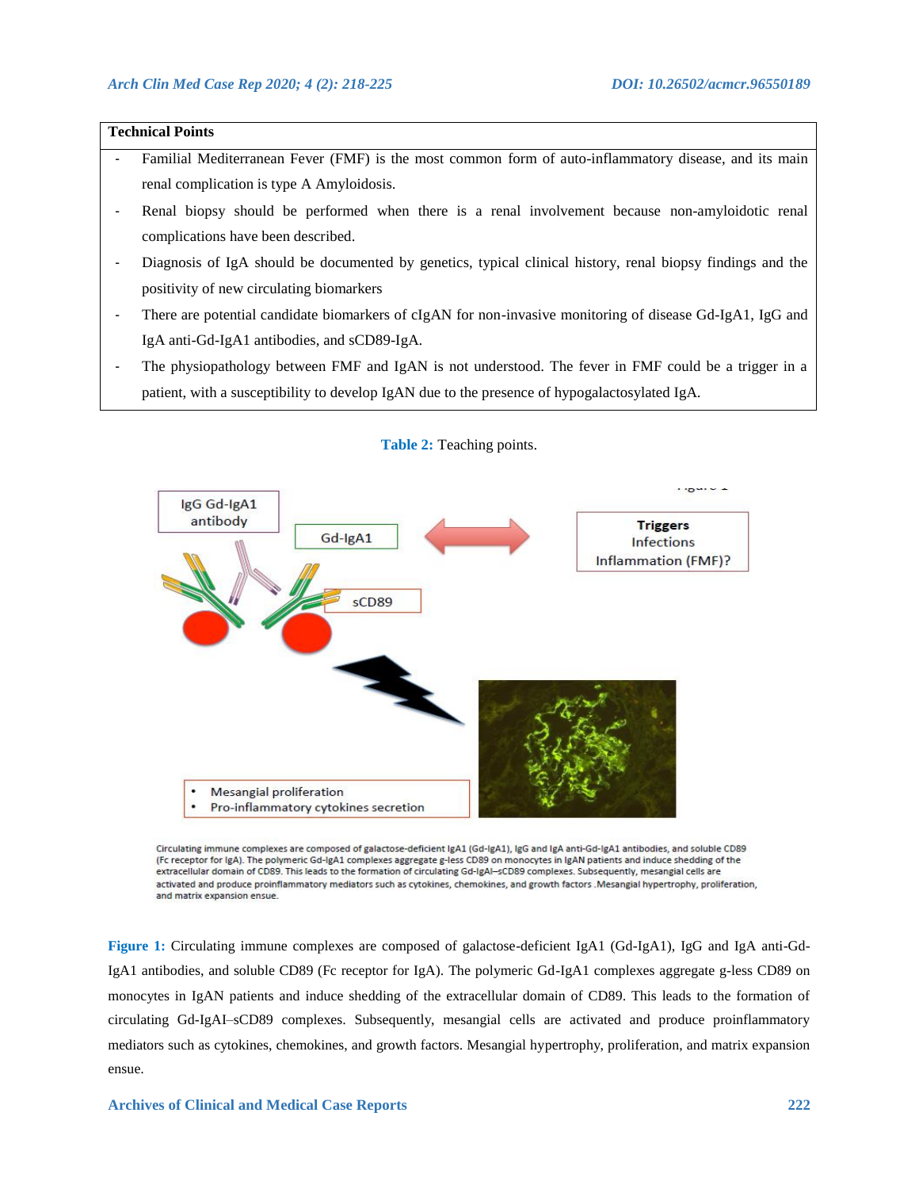| Technical Points |
| --- |
| - Familial Mediterranean Fever (FMF) is the most common form of auto-inflammatory disease, and its main renal complication is type A Amyloidosis. |
| - Renal biopsy should be performed when there is a renal involvement because non-amyloidotic renal complications have been described. |
| - Diagnosis of IgA should be documented by genetics, typical clinical history, renal biopsy findings and the positivity of new circulating biomarkers |
| - There are potential candidate biomarkers of cIgAN for non-invasive monitoring of disease Gd-IgA1, IgG and IgA anti-Gd-IgA1 antibodies, and sCD89-IgA. |
| - The physiopathology between FMF and IgAN is not understood. The fever in FMF could be a trigger in a patient, with a susceptibility to develop IgAN due to the presence of hypogalactosylated IgA. |

**Table 2:** Teaching points.

**Figure 1:** Circulating immune complexes are composed of galactose-deficient IgA1 (Gd-IgA1), IgG and IgA anti-Gd-IgA1 antibodies, and soluble CD89 (Fc receptor for IgA). The polymeric Gd-IgA1 complexes aggregate g-less CD89 on monocytes in IgAN patients and induce shedding of the extracellular domain of CD89. This leads to the formation of circulating Gd-IgAI–sCD89 complexes. Subsequently, mesangial cells are activated and produce proinflammatory mediators such as cytokines, chemokines, and growth factors. Mesangial hypertrophy, proliferation, and matrix expansion ensue.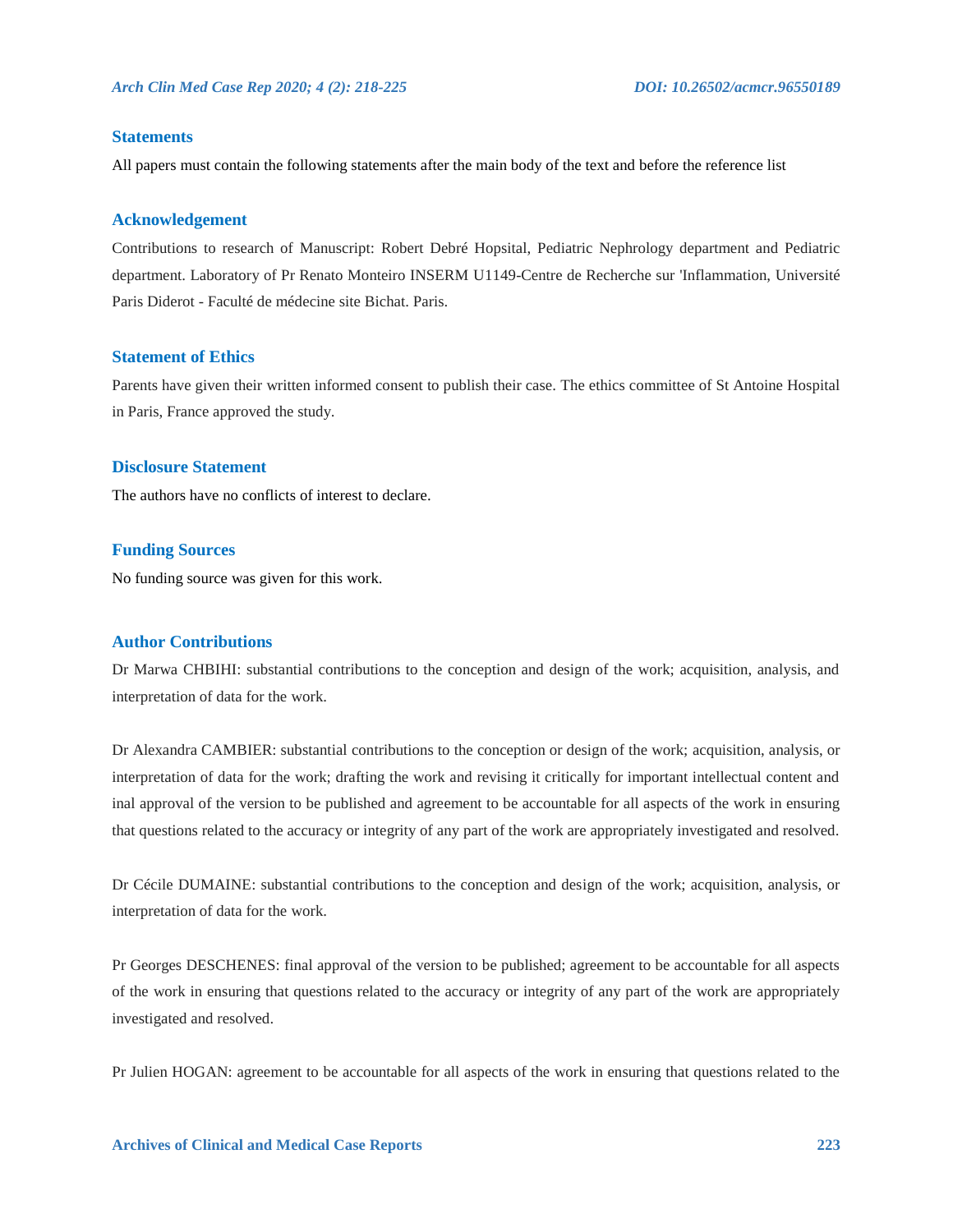## Statements

All papers must contain the following statements after the main body of the text and before the reference list

## Acknowledgement

Contributions to research of Manuscript: Robert Debré Hopsital, Pediatric Nephrology department and Pediatric department. Laboratory of Pr Renato Monteiro INSERM U1149-Centre de Recherche sur 'Inflammation, Université Paris Diderot - Faculté de médecine site Bichat. Paris.

## Statement of Ethics

Parents have given their written informed consent to publish their case. The ethics committee of St Antoine Hospital in Paris, France approved the study.

## Disclosure Statement

The authors have no conflicts of interest to declare.

## Funding Sources

No funding source was given for this work.

## Author Contributions

Dr Marwa CHBIHI: substantial contributions to the conception and design of the work; acquisition, analysis, and interpretation of data for the work.

Dr Alexandra CAMBIER: substantial contributions to the conception or design of the work; acquisition, analysis, or interpretation of data for the work; drafting the work and revising it critically for important intellectual content and inal approval of the version to be published and agreement to be accountable for all aspects of the work in ensuring that questions related to the accuracy or integrity of any part of the work are appropriately investigated and resolved.

Dr Cécile DUMAINE: substantial contributions to the conception and design of the work; acquisition, analysis, or interpretation of data for the work.

Pr Georges DESCHENES: final approval of the version to be published; agreement to be accountable for all aspects of the work in ensuring that questions related to the accuracy or integrity of any part of the work are appropriately investigated and resolved.

Pr Julien HOGAN: agreement to be accountable for all aspects of the work in ensuring that questions related to the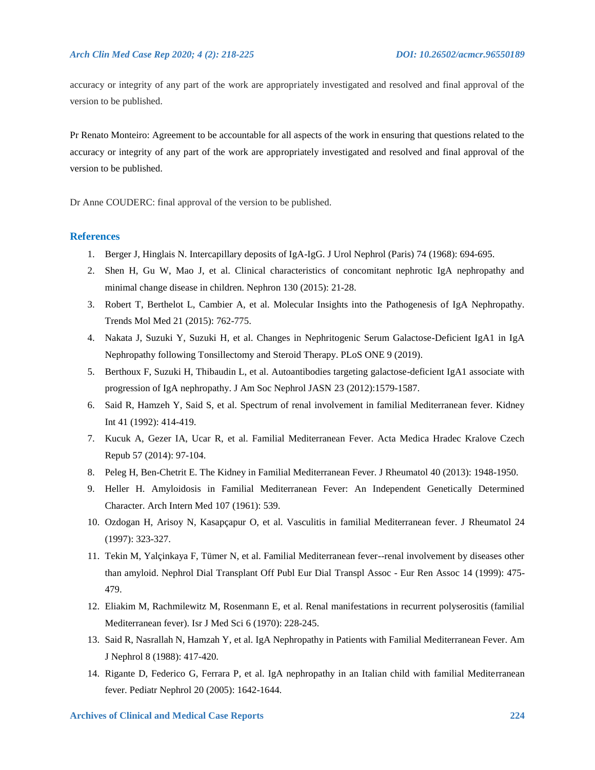accuracy or integrity of any part of the work are appropriately investigated and resolved and final approval of the version to be published.

Pr Renato Monteiro: Agreement to be accountable for all aspects of the work in ensuring that questions related to the accuracy or integrity of any part of the work are appropriately investigated and resolved and final approval of the version to be published.

Dr Anne COUDERC: final approval of the version to be published.

## References

1. Berger J, Hinglais N. Intercapillary deposits of IgA-IgG. J Urol Nephrol (Paris) 74 (1968): 694-695.
2. Shen H, Gu W, Mao J, et al. Clinical characteristics of concomitant nephrotic IgA nephropathy and minimal change disease in children. Nephron 130 (2015): 21-28.
3. Robert T, Berthelot L, Cambier A, et al. Molecular Insights into the Pathogenesis of IgA Nephropathy. Trends Mol Med 21 (2015): 762-775.
4. Nakata J, Suzuki Y, Suzuki H, et al. Changes in Nephritogenic Serum Galactose-Deficient IgA1 in IgA Nephropathy following Tonsillectomy and Steroid Therapy. PLoS ONE 9 (2019).
5. Berthoux F, Suzuki H, Thibaudin L, et al. Autoantibodies targeting galactose-deficient IgA1 associate with progression of IgA nephropathy. J Am Soc Nephrol JASN 23 (2012):1579-1587.
6. Said R, Hamzeh Y, Said S, et al. Spectrum of renal involvement in familial Mediterranean fever. Kidney Int 41 (1992): 414-419.
7. Kucuk A, Gezer IA, Ucar R, et al. Familial Mediterranean Fever. Acta Medica Hradec Kralove Czech Repub 57 (2014): 97-104.
8. Peleg H, Ben-Chetrit E. The Kidney in Familial Mediterranean Fever. J Rheumatol 40 (2013): 1948-1950.
9. Heller H. Amyloidosis in Familial Mediterranean Fever: An Independent Genetically Determined Character. Arch Intern Med 107 (1961): 539.
10. Ozdogan H, Arisoy N, Kasapçapur O, et al. Vasculitis in familial Mediterranean fever. J Rheumatol 24 (1997): 323-327.
11. Tekin M, Yalçinkaya F, Tümer N, et al. Familial Mediterranean fever--renal involvement by diseases other than amyloid. Nephrol Dial Transplant Off Publ Eur Dial Transpl Assoc - Eur Ren Assoc 14 (1999): 475-479.
12. Eliakim M, Rachmilewitz M, Rosenmann E, et al. Renal manifestations in recurrent polyserositis (familial Mediterranean fever). Isr J Med Sci 6 (1970): 228-245.
13. Said R, Nasrallah N, Hamzah Y, et al. IgA Nephropathy in Patients with Familial Mediterranean Fever. Am J Nephrol 8 (1988): 417-420.
14. Rigante D, Federico G, Ferrara P, et al. IgA nephropathy in an Italian child with familial Mediterranean fever. Pediatr Nephrol 20 (2005): 1642-1644.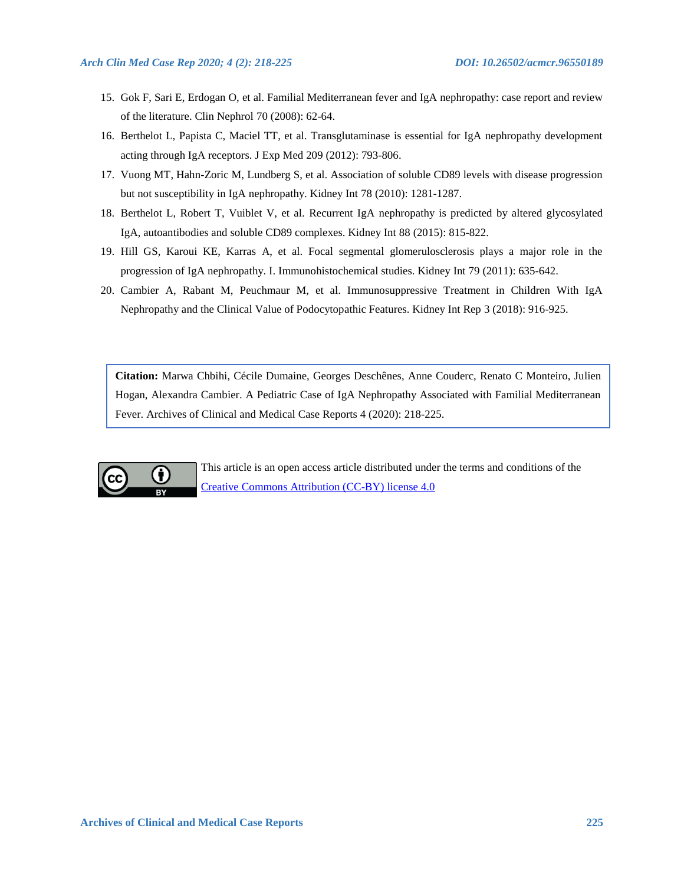15. Gok F, Sari E, Erdogan O, et al. Familial Mediterranean fever and IgA nephropathy: case report and review of the literature. Clin Nephrol 70 (2008): 62-64.
16. Berthelot L, Papista C, Maciel TT, et al. Transglutaminase is essential for IgA nephropathy development acting through IgA receptors. J Exp Med 209 (2012): 793-806.
17. Vuong MT, Hahn-Zoric M, Lundberg S, et al. Association of soluble CD89 levels with disease progression but not susceptibility in IgA nephropathy. Kidney Int 78 (2010): 1281-1287.
18. Berthelot L, Robert T, Vuiblet V, et al. Recurrent IgA nephropathy is predicted by altered glycosylated IgA, autoantibodies and soluble CD89 complexes. Kidney Int 88 (2015): 815-822.
19. Hill GS, Karoui KE, Karras A, et al. Focal segmental glomerulosclerosis plays a major role in the progression of IgA nephropathy. I. Immunohistochemical studies. Kidney Int 79 (2011): 635-642.
20. Cambier A, Rabant M, Peuchmaur M, et al. Immunosuppressive Treatment in Children With IgA Nephropathy and the Clinical Value of Podocytopathic Features. Kidney Int Rep 3 (2018): 916-925.

**Citation:** Marwa Chbihi, Cécile Dumaine, Georges Deschênes, Anne Couderc, Renato C Monteiro, Julien Hogan, Alexandra Cambier. A Pediatric Case of IgA Nephropathy Associated with Familial Mediterranean Fever. Archives of Clinical and Medical Case Reports 4 (2020): 218-225.

This article is an open access article distributed under the terms and conditions of the Creative Commons Attribution (CC-BY) license 4.0